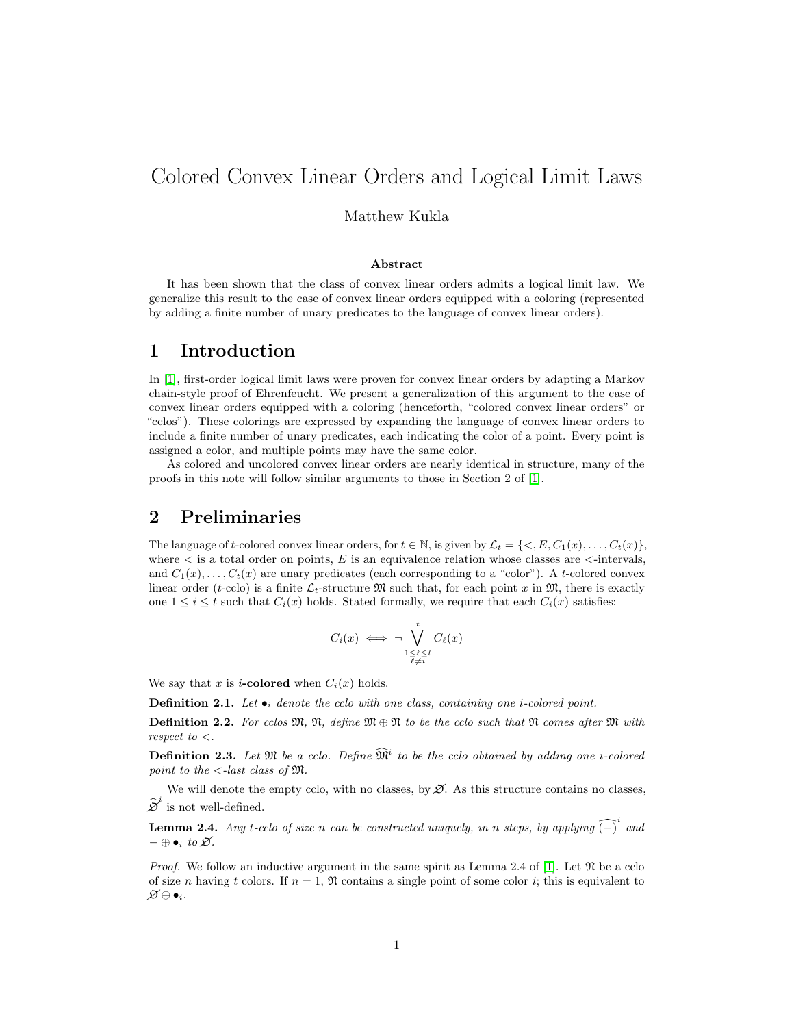# Colored Convex Linear Orders and Logical Limit Laws

Matthew Kukla

### Abstract

It has been shown that the class of convex linear orders admits a logical limit law. We generalize this result to the case of convex linear orders equipped with a coloring (represented by adding a finite number of unary predicates to the language of convex linear orders).

## 1 Introduction

In [1], first-order logical limit laws were proven for convex linear orders by adapting a Markov chain-style proof of Ehrenfeucht. We present a generalization of this argument to the case of convex linear orders equipped with a coloring (henceforth, "colored convex linear orders" or "cclos"). These colorings are expressed by expanding the language of convex linear orders to include a finite number of unary predicates, each indicating the color of a point. Every point is assigned a color, and multiple points may have the same color.

As colored and uncolored convex linear orders are nearly identical in structure, many of the proofs in this note will follow similar arguments to those in Section 2 of [1].

## 2 Preliminaries

The language of $t$-colored convex linear orders, for $t \in \mathbb{N}$, is given by $\mathcal{L}_t = \{<, E, C_1(x), \ldots, C_t(x)\}$, where $<$ is a total order on points, $E$ is an equivalence relation whose classes are $<$-intervals, and $C_1(x), \ldots, C_t(x)$ are unary predicates (each corresponding to a "color"). A $t$-colored convex linear order ($t$-cclo) is a finite $\mathcal{L}_t$-structure $\mathfrak{M}$ such that, for each point $x$ in $\mathfrak{M}$, there is exactly one $1 \leq i \leq t$ such that $C_i(x)$ holds. Stated formally, we require that each $C_i(x)$ satisfies:

$$C_i(x) \iff \neg \bigvee_{\substack{1 \leq \ell \leq t \\ \ell \neq i}}^{t} C_\ell(x)$$

We say that $x$ is ***i*-colored** when $C_i(x)$ holds.

**Definition 2.1.** *Let $\bullet_i$ denote the cclo with one class, containing one $i$-colored point.*

**Definition 2.2.** *For cclos $\mathfrak{M}$, $\mathfrak{N}$, define $\mathfrak{M} \oplus \mathfrak{N}$ to be the cclo such that $\mathfrak{N}$ comes after $\mathfrak{M}$ with respect to $<$.*

**Definition 2.3.** *Let $\mathfrak{M}$ be a cclo. Define $\widehat{\mathfrak{M}}^i$ to be the cclo obtained by adding one $i$-colored point to the $<$-last class of $\mathfrak{M}$.*

We will denote the empty cclo, with no classes, by $\varnothing$. As this structure contains no classes, $\widehat{\varnothing}^i$ is not well-defined.

**Lemma 2.4.** *Any $t$-cclo of size $n$ can be constructed uniquely, in $n$ steps, by applying $\widehat{(-)}^i$ and $- \oplus \bullet_i$ to $\varnothing$.*

*Proof.* We follow an inductive argument in the same spirit as Lemma 2.4 of [1]. Let $\mathfrak{N}$ be a cclo of size $n$ having $t$ colors. If $n = 1$, $\mathfrak{N}$ contains a single point of some color $i$; this is equivalent to $\varnothing \oplus \bullet_i$.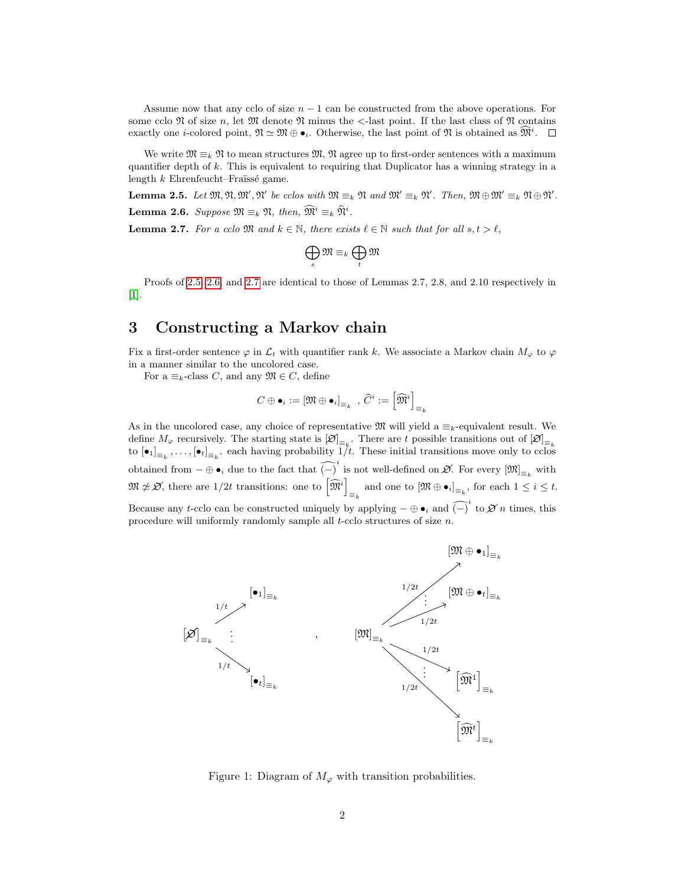Assume now that any cclo of size $n-1$ can be constructed from the above operations. For some cclo $\mathfrak{N}$ of size $n$, let $\mathfrak{M}$ denote $\mathfrak{N}$ minus the $<$-last point. If the last class of $\mathfrak{N}$ contains exactly one $i$-colored point, $\mathfrak{N} \simeq \mathfrak{M} \oplus \bullet_i$. Otherwise, the last point of $\mathfrak{N}$ is obtained as $\widehat{\mathfrak{M}}^i$. $\square$

We write $\mathfrak{M} \equiv_k \mathfrak{N}$ to mean structures $\mathfrak{M}, \mathfrak{N}$ agree up to first-order sentences with a maximum quantifier depth of $k$. This is equivalent to requiring that Duplicator has a winning strategy in a length $k$ Ehrenfeucht–Fraïssé game.

**Lemma 2.5.** *Let $\mathfrak{M}, \mathfrak{N}, \mathfrak{M}', \mathfrak{N}'$ be cclos with $\mathfrak{M} \equiv_k \mathfrak{N}$ and $\mathfrak{M}' \equiv_k \mathfrak{N}'$. Then, $\mathfrak{M} \oplus \mathfrak{M}' \equiv_k \mathfrak{N} \oplus \mathfrak{N}'$.*

**Lemma 2.6.** *Suppose $\mathfrak{M} \equiv_k \mathfrak{N}$, then, $\widehat{\mathfrak{M}}^i \equiv_k \widehat{\mathfrak{N}}^i$.*

**Lemma 2.7.** *For a cclo $\mathfrak{M}$ and $k \in \mathbb{N}$, there exists $\ell \in \mathbb{N}$ such that for all $s, t > \ell$,*

$$\bigoplus_s \mathfrak{M} \equiv_k \bigoplus_t \mathfrak{M}$$

Proofs of 2.5, 2.6, and 2.7 are identical to those of Lemmas 2.7, 2.8, and 2.10 respectively in [1].

# 3 Constructing a Markov chain

Fix a first-order sentence $\varphi$ in $\mathcal{L}_t$ with quantifier rank $k$. We associate a Markov chain $M_\varphi$ to $\varphi$ in a manner similar to the uncolored case.

For a $\equiv_k$-class $C$, and any $\mathfrak{M} \in C$, define

$$C \oplus \bullet_i := [\mathfrak{M} \oplus \bullet_i]_{\equiv_k}\ ,\ \widehat{C}^i := \left[\widehat{\mathfrak{M}}^i\right]_{\equiv_k}$$

As in the uncolored case, any choice of representative $\mathfrak{M}$ will yield a $\equiv_k$-equivalent result. We define $M_\varphi$ recursively. The starting state is $[\varnothing]_{\equiv_k}$. There are $t$ possible transitions out of $[\varnothing]_{\equiv_k}$ to $[\bullet_1]_{\equiv_k}, \ldots, [\bullet_t]_{\equiv_k}$. each having probability $1/t$. These initial transitions move only to cclos obtained from $- \oplus \bullet_i$ due to the fact that $\widehat{(-)}^i$ is not well-defined on $\varnothing$. For every $[\mathfrak{M}]_{\equiv_k}$ with $\mathfrak{M} \not\simeq \varnothing$, there are $1/2t$ transitions: one to $\left[\widehat{\mathfrak{M}}^i\right]_{\equiv_k}$ and one to $[\mathfrak{M} \oplus \bullet_i]_{\equiv_k}$, for each $1 \leq i \leq t$. Because any $t$-cclo can be constructed uniquely by applying $- \oplus \bullet_i$ and $\widehat{(-)}^i$ to $\varnothing$ $n$ times, this procedure will uniformly randomly sample all $t$-cclo structures of size $n$.

$$[\varnothing]_{\equiv_k} \xrightarrow{1/t} [\bullet_1]_{\equiv_k},\ \ldots,\ [\varnothing]_{\equiv_k} \xrightarrow{1/t} [\bullet_t]_{\equiv_k}\ ,\quad [\mathfrak{M}]_{\equiv_k} \xrightarrow{1/2t} [\mathfrak{M} \oplus \bullet_1]_{\equiv_k},\ \ldots,\ [\mathfrak{M}]_{\equiv_k} \xrightarrow{1/2t} [\mathfrak{M} \oplus \bullet_t]_{\equiv_k},\quad [\mathfrak{M}]_{\equiv_k} \xrightarrow{1/2t} \left[\widehat{\mathfrak{M}}^1\right]_{\equiv_k},\ \ldots,\ [\mathfrak{M}]_{\equiv_k} \xrightarrow{1/2t} \left[\widehat{\mathfrak{M}}^t\right]_{\equiv_k}$$

Figure 1: Diagram of $M_\varphi$ with transition probabilities.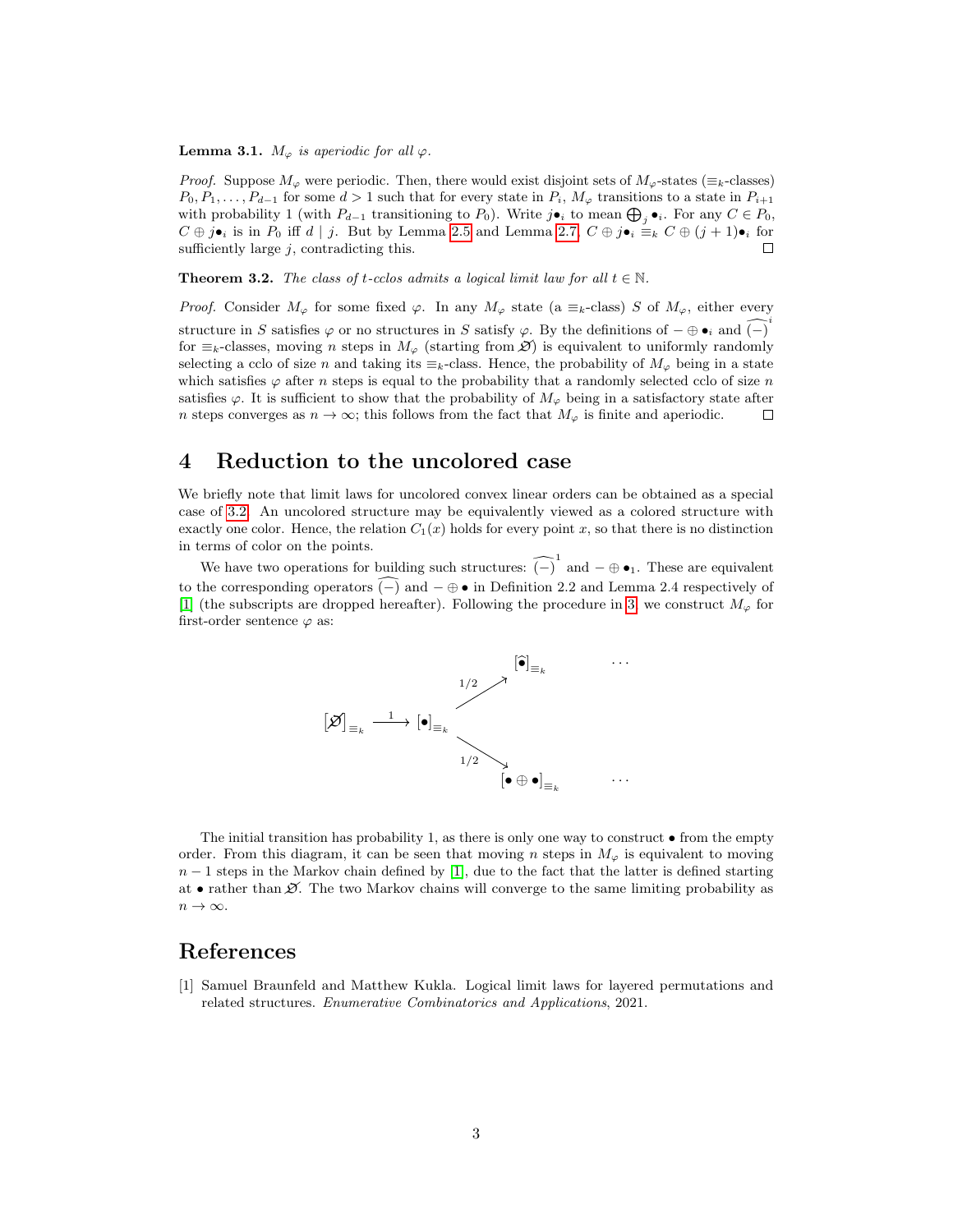**Lemma 3.1.** *$M_\varphi$ is aperiodic for all $\varphi$.*

*Proof.* Suppose $M_\varphi$ were periodic. Then, there would exist disjoint sets of $M_\varphi$-states ($\equiv_k$-classes) $P_0, P_1, \ldots, P_{d-1}$ for some $d > 1$ such that for every state in $P_i$, $M_\varphi$ transitions to a state in $P_{i+1}$ with probability 1 (with $P_{d-1}$ transitioning to $P_0$). Write $j\bullet_i$ to mean $\bigoplus_j \bullet_i$. For any $C \in P_0$, $C \oplus j\bullet_i$ is in $P_0$ iff $d \mid j$. But by Lemma 2.5 and Lemma 2.7, $C \oplus j\bullet_i \equiv_k C \oplus (j+1)\bullet_i$ for sufficiently large $j$, contradicting this. ∎

**Theorem 3.2.** *The class of t-cclos admits a logical limit law for all $t \in \mathbb{N}$.*

*Proof.* Consider $M_\varphi$ for some fixed $\varphi$. In any $M_\varphi$ state (a $\equiv_k$-class) $S$ of $M_\varphi$, either every structure in $S$ satisfies $\varphi$ or no structures in $S$ satisfy $\varphi$. By the definitions of $- \oplus \bullet_i$ and $\widehat{(-)}^i$ for $\equiv_k$-classes, moving $n$ steps in $M_\varphi$ (starting from $\varnothing$) is equivalent to uniformly randomly selecting a cclo of size $n$ and taking its $\equiv_k$-class. Hence, the probability of $M_\varphi$ being in a state which satisfies $\varphi$ after $n$ steps is equal to the probability that a randomly selected cclo of size $n$ satisfies $\varphi$. It is sufficient to show that the probability of $M_\varphi$ being in a satisfactory state after $n$ steps converges as $n \to \infty$; this follows from the fact that $M_\varphi$ is finite and aperiodic. ∎

# 4 Reduction to the uncolored case

We briefly note that limit laws for uncolored convex linear orders can be obtained as a special case of 3.2. An uncolored structure may be equivalently viewed as a colored structure with exactly one color. Hence, the relation $C_1(x)$ holds for every point $x$, so that there is no distinction in terms of color on the points.

We have two operations for building such structures: $\widehat{(-)}^1$ and $- \oplus \bullet_1$. These are equivalent to the corresponding operators $\widehat{(-)}$ and $- \oplus \bullet$ in Definition 2.2 and Lemma 2.4 respectively of [1] (the subscripts are dropped hereafter). Following the procedure in 3, we construct $M_\varphi$ for first-order sentence $\varphi$ as:

$[\varnothing]_{\equiv_k}$ → (1) $[\bullet]_{\equiv_k}$

$[\bullet]_{\equiv_k}$ → (1/2) $[\widehat{\bullet}]_{\equiv_k}$ . . .

$[\bullet]_{\equiv_k}$ → (1/2) $[\bullet \oplus \bullet]_{\equiv_k}$ . . .

The initial transition has probability 1, as there is only one way to construct $\bullet$ from the empty order. From this diagram, it can be seen that moving $n$ steps in $M_\varphi$ is equivalent to moving $n-1$ steps in the Markov chain defined by [1], due to the fact that the latter is defined starting at $\bullet$ rather than $\varnothing$. The two Markov chains will converge to the same limiting probability as $n \to \infty$.

# References

[1] Samuel Braunfeld and Matthew Kukla. Logical limit laws for layered permutations and related structures. *Enumerative Combinatorics and Applications*, 2021.